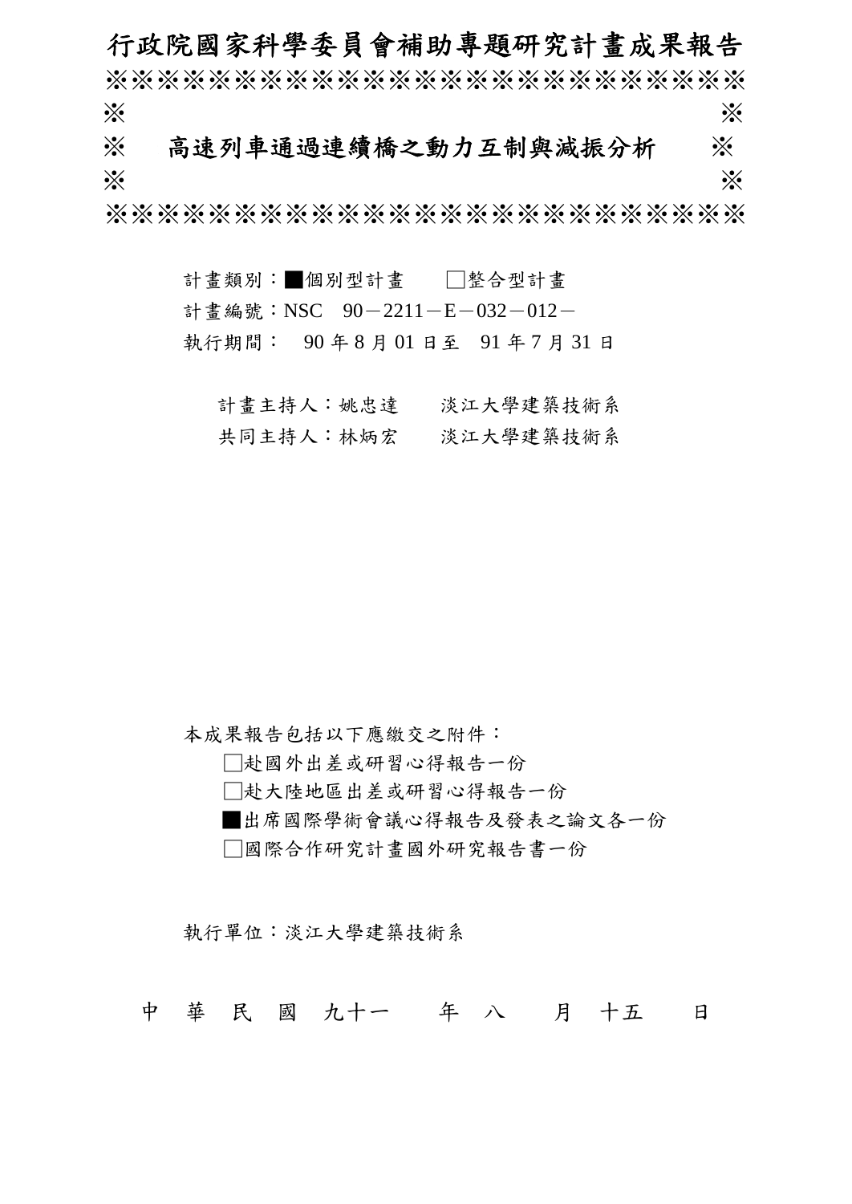# 行政院國家科學委員會補助專題研究計畫成果報告

※※※※※※※※※※※※※※※※※※※※※※※※※※

※　　　　　　　　　　　　　　　　　　　　　　　※

※　高速列車通過連續橋之動力互制與減振分析　※

※　　　　　　　　　　　　　　　　　　　　　　　※

※※※※※※※※※※※※※※※※※※※※※※※※※※

計畫類別：■個別型計畫　□整合型計畫

計畫編號：NSC　90－2211－E－032－012－

執行期間：　90 年 8 月 01 日至　91 年 7 月 31 日

計畫主持人：姚忠達　　淡江大學建築技術系

共同主持人：林炳宏　　淡江大學建築技術系

本成果報告包括以下應繳交之附件：

□赴國外出差或研習心得報告一份

□赴大陸地區出差或研習心得報告一份

■出席國際學術會議心得報告及發表之論文各一份

□國際合作研究計畫國外研究報告書一份

執行單位：淡江大學建築技術系

中　華　民　國　九十一　年　八　月　十五　日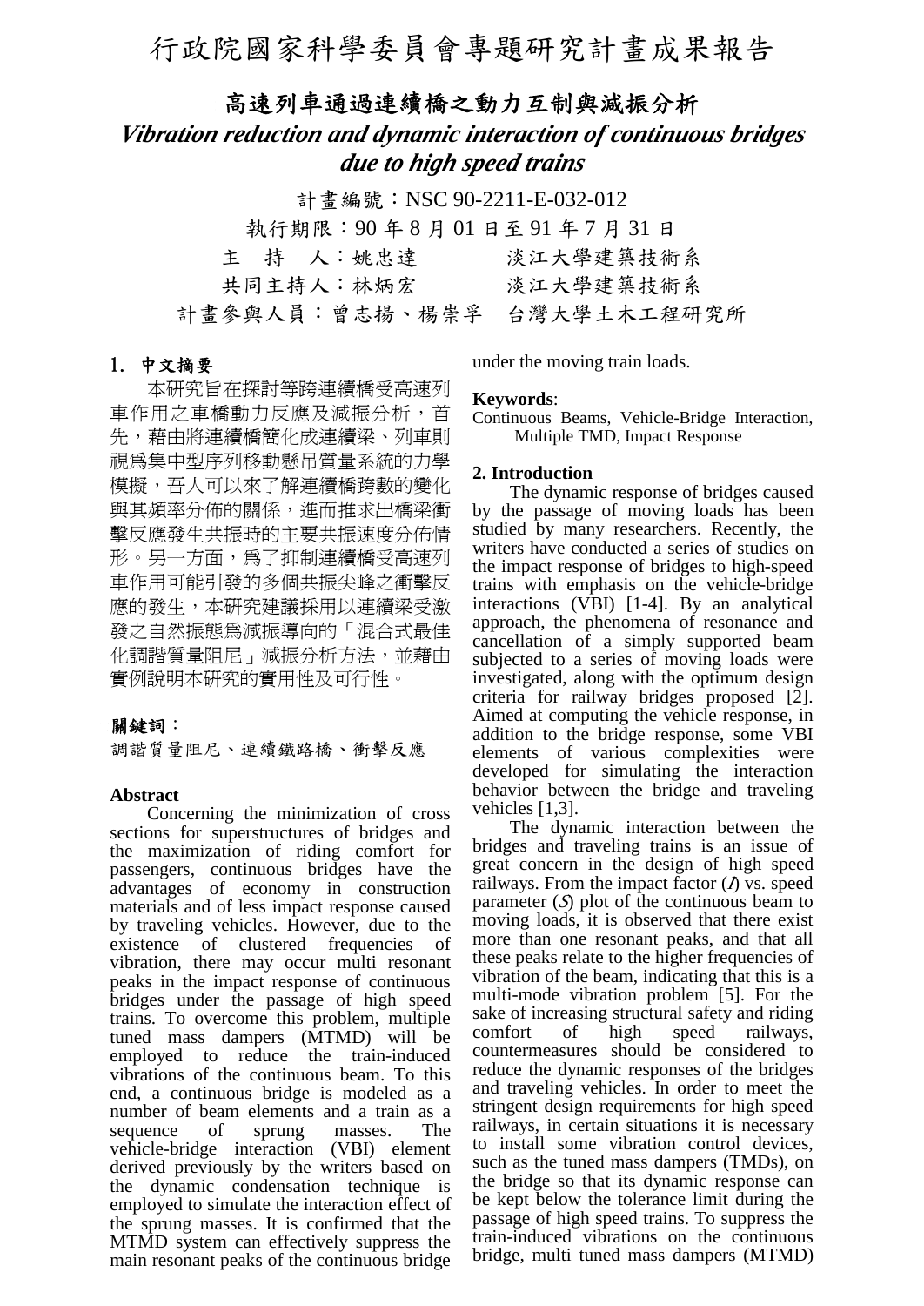# 行政院國家科學委員會專題研究計畫成果報告

## 高速列車通過連續橋之動力互制與減振分析

## *Vibration reduction and dynamic interaction of continuous bridges due to high speed trains*

計畫編號：NSC 90-2211-E-032-012

執行期限：90 年 8 月 01 日至 91 年 7 月 31 日

主　持　人：姚忠達　　　淡江大學建築技術系

共同主持人：林炳宏　　　淡江大學建築技術系

計畫參與人員：曾志揚、楊崇孚　台灣大學土木工程研究所

### 1. 中文摘要

本研究旨在探討等跨連續橋受高速列車作用之車橋動力反應及減振分析，首先，藉由將連續橋簡化成連續梁、列車則視為集中型序列移動懸吊質量系統的力學模擬，吾人可以來了解連續橋跨數的變化與其頻率分佈的關係，進而推求出橋梁衝擊反應發生共振時的主要共振速度分佈情形。另一方面，為了抑制連續橋受高速列車作用可能引發的多個共振尖峰之衝擊反應的發生，本研究建議採用以連續梁受激發之自然振態為減振導向的「混合式最佳化調諧質量阻尼」減振分析方法，並藉由實例說明本研究的實用性及可行性。

**關鍵詞**：

調諧質量阻尼、連續鐵路橋、衝擊反應

**Abstract**

Concerning the minimization of cross sections for superstructures of bridges and the maximization of riding comfort for passengers, continuous bridges have the advantages of economy in construction materials and of less impact response caused by traveling vehicles. However, due to the existence of clustered frequencies of vibration, there may occur multi resonant peaks in the impact response of continuous bridges under the passage of high speed trains. To overcome this problem, multiple tuned mass dampers (MTMD) will be employed to reduce the train-induced vibrations of the continuous beam. To this end, a continuous bridge is modeled as a number of beam elements and a train as a sequence of sprung masses. The vehicle-bridge interaction (VBI) element derived previously by the writers based on the dynamic condensation technique is employed to simulate the interaction effect of the sprung masses. It is confirmed that the MTMD system can effectively suppress the main resonant peaks of the continuous bridge under the moving train loads.

**Keywords**:

Continuous Beams, Vehicle-Bridge Interaction, Multiple TMD, Impact Response

### 2. Introduction

The dynamic response of bridges caused by the passage of moving loads has been studied by many researchers. Recently, the writers have conducted a series of studies on the impact response of bridges to high-speed trains with emphasis on the vehicle-bridge interactions (VBI) [1-4]. By an analytical approach, the phenomena of resonance and cancellation of a simply supported beam subjected to a series of moving loads were investigated, along with the optimum design criteria for railway bridges proposed [2]. Aimed at computing the vehicle response, in addition to the bridge response, some VBI elements of various complexities were developed for simulating the interaction behavior between the bridge and traveling vehicles [1,3].

The dynamic interaction between the bridges and traveling trains is an issue of great concern in the design of high speed railways. From the impact factor ($I$) vs. speed parameter ($S$) plot of the continuous beam to moving loads, it is observed that there exist more than one resonant peaks, and that all these peaks relate to the higher frequencies of vibration of the beam, indicating that this is a multi-mode vibration problem [5]. For the sake of increasing structural safety and riding comfort of high speed railways, countermeasures should be considered to reduce the dynamic responses of the bridges and traveling vehicles. In order to meet the stringent design requirements for high speed railways, in certain situations it is necessary to install some vibration control devices, such as the tuned mass dampers (TMDs), on the bridge so that its dynamic response can be kept below the tolerance limit during the passage of high speed trains. To suppress the train-induced vibrations on the continuous bridge, multi tuned mass dampers (MTMD)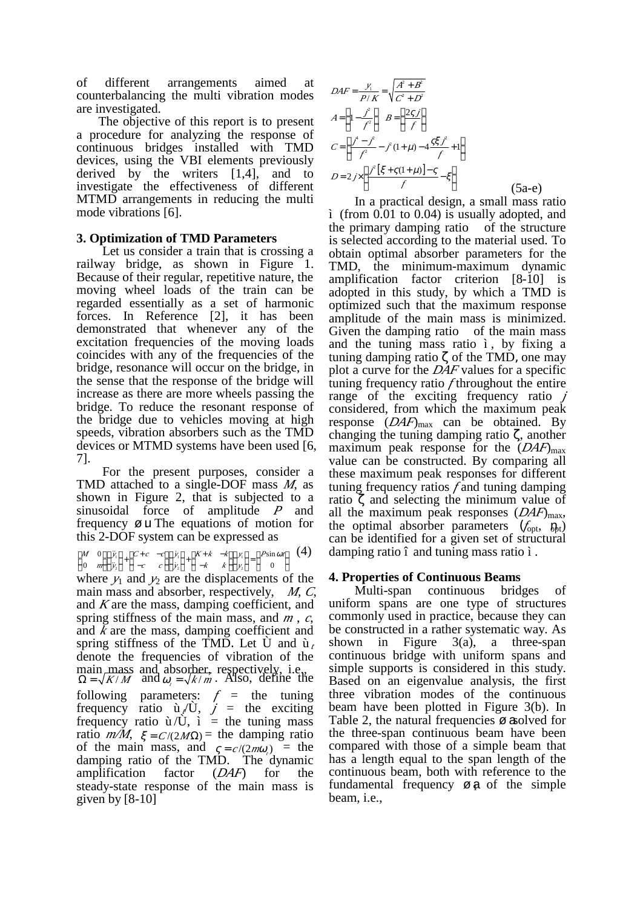of different arrangements aimed at counterbalancing the multi vibration modes are investigated.

The objective of this report is to present a procedure for analyzing the response of continuous bridges installed with TMD devices, using the VBI elements previously derived by the writers [1,4], and to investigate the effectiveness of different MTMD arrangements in reducing the multi mode vibrations [6].

## 3. Optimization of TMD Parameters

Let us consider a train that is crossing a railway bridge, as shown in Figure 1. Because of their regular, repetitive nature, the moving wheel loads of the train can be regarded essentially as a set of harmonic forces. In Reference [2], it has been demonstrated that whenever any of the excitation frequencies of the moving loads coincides with any of the frequencies of the bridge, resonance will occur on the bridge, in the sense that the response of the bridge will increase as there are more wheels passing the bridge. To reduce the resonant response of the bridge due to vehicles moving at high speeds, vibration absorbers such as the TMD devices or MTMD systems have been used [6, 7].

For the present purposes, consider a TMD attached to a single-DOF mass $M$, as shown in Figure 2, that is subjected to a sinusoidal force of amplitude $P$ and frequency $\omega$. The equations of motion for this 2-DOF system can be expressed as

$$\begin{bmatrix} M & 0 \\ 0 & m \end{bmatrix}\begin{Bmatrix} \ddot{y}_1 \\ \ddot{y}_2 \end{Bmatrix} + \begin{bmatrix} C+c & -c \\ -c & c \end{bmatrix}\begin{Bmatrix} \dot{y}_1 \\ \dot{y}_2 \end{Bmatrix} + \begin{bmatrix} K+k & -k \\ -k & k \end{bmatrix}\begin{Bmatrix} y_1 \\ y_2 \end{Bmatrix} = \begin{Bmatrix} P\sin\omega t \\ 0 \end{Bmatrix} \quad (4)$$

where $y_1$ and $y_2$ are the displacements of the main mass and absorber, respectively, $M$, $C$, and $K$ are the mass, damping coefficient, and spring stiffness of the main mass, and $m$, $c$, and $k$ are the mass, damping coefficient and spring stiffness of the TMD. Let $\Omega$ and $\omega_t$ denote the frequencies of vibration of the main mass and absorber, respectively, i.e., $\Omega = \sqrt{K/M}$ and $\omega_t = \sqrt{k/m}$. Also, define the following parameters: $f$ = the tuning frequency ratio $\omega_t/\Omega$, $j$ = the exciting frequency ratio $\omega/\Omega$, $\mu$ = the tuning mass ratio $m/M$, $\xi = C/(2M\Omega)$ = the damping ratio of the main mass, and $\varsigma = c/(2m\omega_t)$ = the damping ratio of the TMD. The dynamic amplification factor ($DAF$) for the steady-state response of the main mass is given by [8-10]

$$DAF = \frac{y_1}{P/K} = \sqrt{\frac{A^2 + B^2}{C^2 + D^2}}$$

$$A = \left(1 - \frac{j^2}{f^2}\right), \quad B = \left(\frac{2\varsigma j}{f}\right)$$

$$C = \left(\frac{j^4 - j^2}{f^2} - j^2(1+\mu) - 4\frac{\varsigma\xi j^2}{f} + 1\right)$$

$$D = 2j \times \left(\frac{j^2\left[\xi + \varsigma(1+\mu)\right] - \varsigma}{f} - \xi\right) \quad (5a\text{-}e)$$

In a practical design, a small mass ratio $\mu$ (from 0.01 to 0.04) is usually adopted, and the primary damping ratio $\xi$ of the structure is selected according to the material used. To obtain optimal absorber parameters for the TMD, the minimum-maximum dynamic amplification factor criterion [8-10] is adopted in this study, by which a TMD is optimized such that the maximum response amplitude of the main mass is minimized. Given the damping ratio $\xi$ of the main mass and the tuning mass ratio $\mu$, by fixing a tuning damping ratio $\varsigma$ of the TMD, one may plot a curve for the $DAF$ values for a specific tuning frequency ratio $f$ throughout the entire range of the exciting frequency ratio $j$ considered, from which the maximum peak response $(DAF)_{\max}$ can be obtained. By changing the tuning damping ratio $\varsigma$, another maximum peak response for the $(DAF)_{\max}$ value can be constructed. By comparing all these maximum peak responses for different tuning frequency ratios $f$ and tuning damping ratio $\varsigma$ and selecting the minimum value of all the maximum peak responses $(DAF)_{\max}$, the optimal absorber parameters $(f_{\text{opt}}, \eta_{\text{opt}})$ can be identified for a given set of structural damping ratio $\xi$ and tuning mass ratio $\mu$.

## 4. Properties of Continuous Beams

Multi-span continuous bridges of uniform spans are one type of structures commonly used in practice, because they can be constructed in a rather systematic way. As shown in Figure 3(a), a three-span continuous bridge with uniform spans and simple supports is considered in this study. Based on an eigenvalue analysis, the first three vibration modes of the continuous beam have been plotted in Figure 3(b). In Table 2, the natural frequencies $\omega_n$ solved for the three-span continuous beam have been compared with those of a simple beam that has a length equal to the span length of the continuous beam, both with reference to the fundamental frequency $\omega_s$ of the simple beam, i.e.,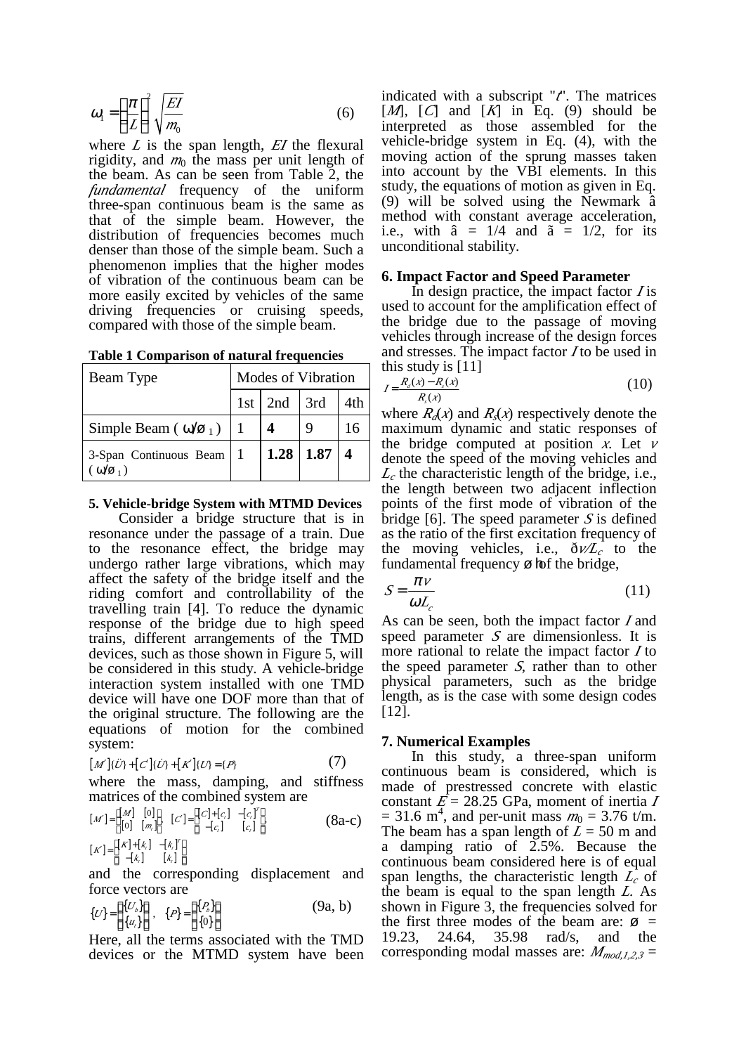$$\omega_1 = \left(\frac{\pi}{L}\right)^2 \sqrt{\frac{EI}{m_0}} \tag{6}$$

where $L$ is the span length, $EI$ the flexural rigidity, and $m_0$ the mass per unit length of the beam. As can be seen from Table 2, the *fundamental* frequency of the uniform three-span continuous beam is the same as that of the simple beam. However, the distribution of frequencies becomes much denser than those of the simple beam. Such a phenomenon implies that the higher modes of vibration of the continuous beam can be more easily excited by vehicles of the same driving frequencies or cruising speeds, compared with those of the simple beam.

**Table 1 Comparison of natural frequencies**

| Beam Type | Modes of Vibration | | | |
|---|---|---|---|---|
| | 1st | 2nd | 3rd | 4th |
| Simple Beam ( $\omega/\omega_1$ ) | 1 | **4** | 9 | 16 |
| 3-Span Continuous Beam ( $\omega/\omega_1$ ) | 1 | **1.28** | **1.87** | **4** |

**5. Vehicle-bridge System with MTMD Devices**

Consider a bridge structure that is in resonance under the passage of a train. Due to the resonance effect, the bridge may undergo rather large vibrations, which may affect the safety of the bridge itself and the riding comfort and controllability of the travelling train [4]. To reduce the dynamic response of the bridge due to high speed trains, different arrangements of the TMD devices, such as those shown in Figure 5, will be considered in this study. A vehicle-bridge interaction system installed with one TMD device will have one DOF more than that of the original structure. The following are the equations of motion for the combined system:

$$[M']\{\ddot{U}\} + [C']\{\dot{U}\} + [K']\{U\} = \{P\} \tag{7}$$

where the mass, damping, and stiffness matrices of the combined system are

$$[M'] = \begin{bmatrix} [M] & [0] \\ [0] & [m_t] \end{bmatrix}, \quad [C'] = \begin{bmatrix} [C]+[c_t] & -[c_t]^T \\ -[c_t] & [c_t] \end{bmatrix}, \tag{8a-c}$$

$$[K'] = \begin{bmatrix} [K]+[k_t] & -[k_t]^T \\ -[k_t] & [k_t] \end{bmatrix}$$

and the corresponding displacement and force vectors are

$$\{U\} = \begin{Bmatrix} \{U_b\} \\ \{u_t\} \end{Bmatrix}, \quad \{P\} = \begin{Bmatrix} \{P_b\} \\ \{0\} \end{Bmatrix} \tag{9a, b}$$

Here, all the terms associated with the TMD devices or the MTMD system have been indicated with a subscript "$t$". The matrices $[M]$, $[C]$ and $[K]$ in Eq. (9) should be interpreted as those assembled for the vehicle-bridge system in Eq. (4), with the moving action of the sprung masses taken into account by the VBI elements. In this study, the equations of motion as given in Eq. (9) will be solved using the Newmark $\beta$ method with constant average acceleration, i.e., with $\beta = 1/4$ and $\gamma = 1/2$, for its unconditional stability.

**6. Impact Factor and Speed Parameter**

In design practice, the impact factor $I$ is used to account for the amplification effect of the bridge due to the passage of moving vehicles through increase of the design forces and stresses. The impact factor $I$ to be used in this study is [11]

$$I = \frac{R_d(x) - R_s(x)}{R_s(x)} \tag{10}$$

where $R_d(x)$ and $R_s(x)$ respectively denote the maximum dynamic and static responses of the bridge computed at position $x$. Let $v$ denote the speed of the moving vehicles and $L_c$ the characteristic length of the bridge, i.e., the length between two adjacent inflection points of the first mode of vibration of the bridge [6]. The speed parameter $S$ is defined as the ratio of the first excitation frequency of the moving vehicles, i.e., $\pi v/L_c$ to the fundamental frequency $\omega$ of the bridge,

$$S = \frac{\pi v}{\omega L_c} \tag{11}$$

As can be seen, both the impact factor $I$ and speed parameter $S$ are dimensionless. It is more rational to relate the impact factor $I$ to the speed parameter $S$, rather than to other physical parameters, such as the bridge length, as is the case with some design codes [12].

**7. Numerical Examples**

In this study, a three-span uniform continuous beam is considered, which is made of prestressed concrete with elastic constant $E$ = 28.25 GPa, moment of inertia $I$ = 31.6 m$^4$, and per-unit mass $m_0$ = 3.76 t/m. The beam has a span length of $L$ = 50 m and a damping ratio of 2.5%. Because the continuous beam considered here is of equal span lengths, the characteristic length $L_c$ of the beam is equal to the span length $L$. As shown in Figure 3, the frequencies solved for the first three modes of the beam are: $\omega$ = 19.23, 24.64, 35.98 rad/s, and the corresponding modal masses are: $M_{mod,1,2,3}$ =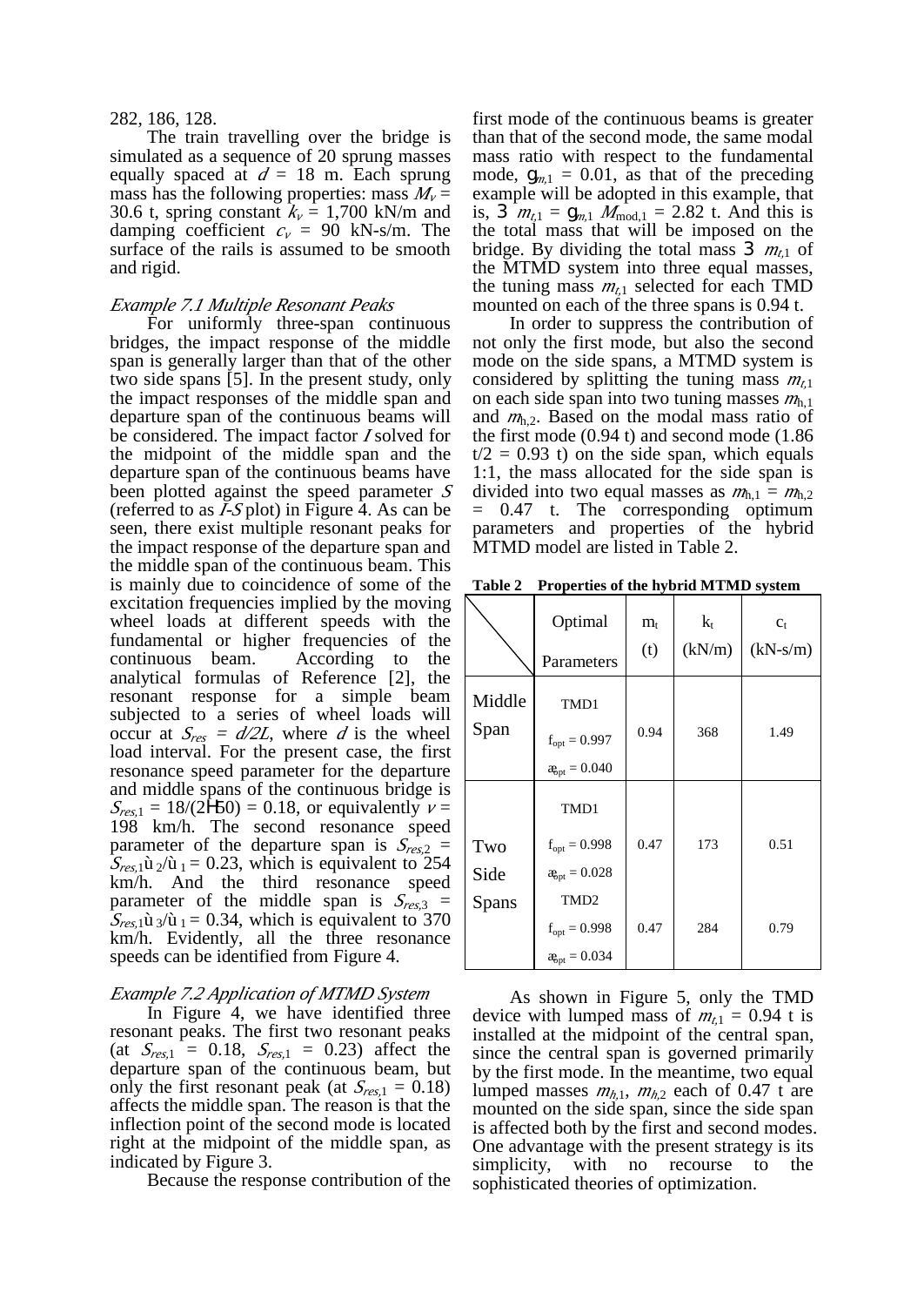282, 186, 128.

The train travelling over the bridge is simulated as a sequence of 20 sprung masses equally spaced at $d$ = 18 m. Each sprung mass has the following properties: mass $M_v$ = 30.6 t, spring constant $k_v$ = 1,700 kN/m and damping coefficient $c_v$ = 90 kN-s/m. The surface of the rails is assumed to be smooth and rigid.

### *Example 7.1 Multiple Resonant Peaks*

For uniformly three-span continuous bridges, the impact response of the middle span is generally larger than that of the other two side spans [5]. In the present study, only the impact responses of the middle span and departure span of the continuous beams will be considered. The impact factor $I$ solved for the midpoint of the middle span and the departure span of the continuous beams have been plotted against the speed parameter $S$ (referred to as $I$-$S$ plot) in Figure 4. As can be seen, there exist multiple resonant peaks for the impact response of the departure span and the middle span of the continuous beam. This is mainly due to coincidence of some of the excitation frequencies implied by the moving wheel loads at different speeds with the fundamental or higher frequencies of the continuous beam. According to the analytical formulas of Reference [2], the resonant response for a simple beam subjected to a series of wheel loads will occur at $S_{res} = d/2L$, where $d$ is the wheel load interval. For the present case, the first resonance speed parameter for the departure and middle spans of the continuous bridge is $S_{res,1} = 18/(2 \times 50) = 0.18$, or equivalently $v$ = 198 km/h. The second resonance speed parameter of the departure span is $S_{res,2} = S_{res,1}\omega_2/\omega_1 = 0.23$, which is equivalent to 254 km/h. And the third resonance speed parameter of the middle span is $S_{res,3} = S_{res,1}\omega_3/\omega_1 = 0.34$, which is equivalent to 370 km/h. Evidently, all the three resonance speeds can be identified from Figure 4.

### *Example 7.2 Application of MTMD System*

In Figure 4, we have identified three resonant peaks. The first two resonant peaks (at $S_{res,1}$ = 0.18, $S_{res,1}$ = 0.23) affect the departure span of the continuous beam, but only the first resonant peak (at $S_{res,1}$ = 0.18) affects the middle span. The reason is that the inflection point of the second mode is located right at the midpoint of the middle span, as indicated by Figure 3.

Because the response contribution of the first mode of the continuous beams is greater than that of the second mode, the same modal mass ratio with respect to the fundamental mode, $\gamma_{m,1}$ = 0.01, as that of the preceding example will be adopted in this example, that is, $3\ m_{t,1} = \gamma_{m,1}\ M_{\text{mod},1}$ = 2.82 t. And this is the total mass that will be imposed on the bridge. By dividing the total mass $3\ m_{t,1}$ of the MTMD system into three equal masses, the tuning mass $m_{t,1}$ selected for each TMD mounted on each of the three spans is 0.94 t.

In order to suppress the contribution of not only the first mode, but also the second mode on the side spans, a MTMD system is considered by splitting the tuning mass $m_{t,1}$ on each side span into two tuning masses $m_{h,1}$ and $m_{h,2}$. Based on the modal mass ratio of the first mode (0.94 t) and second mode (1.86 t/2 = 0.93 t) on the side span, which equals 1:1, the mass allocated for the side span is divided into two equal masses as $m_{h,1} = m_{h,2}$ = 0.47 t. The corresponding optimum parameters and properties of the hybrid MTMD model are listed in Table 2.

**Table 2 Properties of the hybrid MTMD system**

| | Optimal Parameters | $m_t$ (t) | $k_t$ (kN/m) | $c_t$ (kN-s/m) |
|---|---|---|---|---|
| Middle Span | TMD1 $f_{opt}$ = 0.997 $\xi_{opt}$ = 0.040 | 0.94 | 368 | 1.49 |
| Two Side Spans | TMD1 $f_{opt}$ = 0.998 $\xi_{opt}$ = 0.028 | 0.47 | 173 | 0.51 |
| | TMD2 $f_{opt}$ = 0.998 $\xi_{opt}$ = 0.034 | 0.47 | 284 | 0.79 |

As shown in Figure 5, only the TMD device with lumped mass of $m_{t,1}$ = 0.94 t is installed at the midpoint of the central span, since the central span is governed primarily by the first mode. In the meantime, two equal lumped masses $m_{h,1}$, $m_{h,2}$ each of 0.47 t are mounted on the side span, since the side span is affected both by the first and second modes. One advantage with the present strategy is its simplicity, with no recourse to the sophisticated theories of optimization.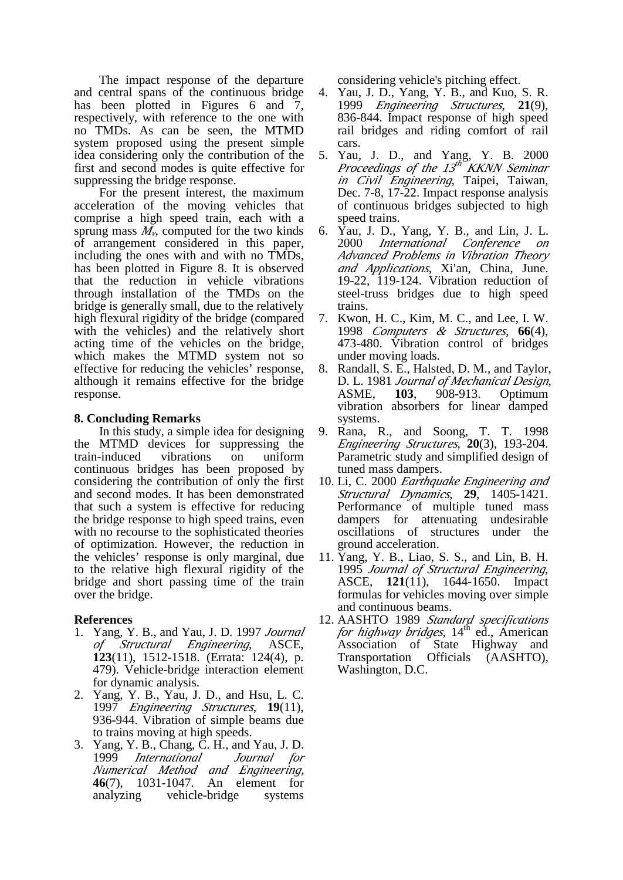The impact response of the departure and central spans of the continuous bridge has been plotted in Figures 6 and 7, respectively, with reference to the one with no TMDs. As can be seen, the MTMD system proposed using the present simple idea considering only the contribution of the first and second modes is quite effective for suppressing the bridge response.

For the present interest, the maximum acceleration of the moving vehicles that comprise a high speed train, each with a sprung mass $M_v$, computed for the two kinds of arrangement considered in this paper, including the ones with and with no TMDs, has been plotted in Figure 8. It is observed that the reduction in vehicle vibrations through installation of the TMDs on the bridge is generally small, due to the relatively high flexural rigidity of the bridge (compared with the vehicles) and the relatively short acting time of the vehicles on the bridge, which makes the MTMD system not so effective for reducing the vehicles' response, although it remains effective for the bridge response.

## 8. Concluding Remarks

In this study, a simple idea for designing the MTMD devices for suppressing the train-induced vibrations on uniform continuous bridges has been proposed by considering the contribution of only the first and second modes. It has been demonstrated that such a system is effective for reducing the bridge response to high speed trains, even with no recourse to the sophisticated theories of optimization. However, the reduction in the vehicles' response is only marginal, due to the relative high flexural rigidity of the bridge and short passing time of the train over the bridge.

## References

1. Yang, Y. B., and Yau, J. D. 1997 *Journal of Structural Engineering*, ASCE, **123**(11), 1512-1518. (Errata: 124(4), p. 479). Vehicle-bridge interaction element for dynamic analysis.
2. Yang, Y. B., Yau, J. D., and Hsu, L. C. 1997 *Engineering Structures*, **19**(11), 936-944. Vibration of simple beams due to trains moving at high speeds.
3. Yang, Y. B., Chang, C. H., and Yau, J. D. 1999 *International Journal for Numerical Method and Engineering,* **46**(7), 1031-1047. An element for analyzing vehicle-bridge systems considering vehicle's pitching effect.
4. Yau, J. D., Yang, Y. B., and Kuo, S. R. 1999 *Engineering Structures*, **21**(9), 836-844. Impact response of high speed rail bridges and riding comfort of rail cars.
5. Yau, J. D., and Yang, Y. B. 2000 *Proceedings of the 13th KKNN Seminar in Civil Engineering*, Taipei, Taiwan, Dec. 7-8, 17-22. Impact response analysis of continuous bridges subjected to high speed trains.
6. Yau, J. D., Yang, Y. B., and Lin, J. L. 2000 *International Conference on Advanced Problems in Vibration Theory and Applications*, Xi'an, China, June. 19-22, 119-124. Vibration reduction of steel-truss bridges due to high speed trains.
7. Kwon, H. C., Kim, M. C., and Lee, I. W. 1998 *Computers & Structures*, **66**(4), 473-480. Vibration control of bridges under moving loads.
8. Randall, S. E., Halsted, D. M., and Taylor, D. L. 1981 *Journal of Mechanical Design*, ASME, **103**, 908-913. Optimum vibration absorbers for linear damped systems.
9. Rana, R., and Soong, T. T. 1998 *Engineering Structures*, **20**(3), 193-204. Parametric study and simplified design of tuned mass dampers.
10. Li, C. 2000 *Earthquake Engineering and Structural Dynamics*, **29**, 1405-1421. Performance of multiple tuned mass dampers for attenuating undesirable oscillations of structures under the ground acceleration.
11. Yang, Y. B., Liao, S. S., and Lin, B. H. 1995 *Journal of Structural Engineering*, ASCE, **121**(11), 1644-1650. Impact formulas for vehicles moving over simple and continuous beams.
12. AASHTO 1989 *Standard specifications for highway bridges*, 14th ed., American Association of State Highway and Transportation Officials (AASHTO), Washington, D.C.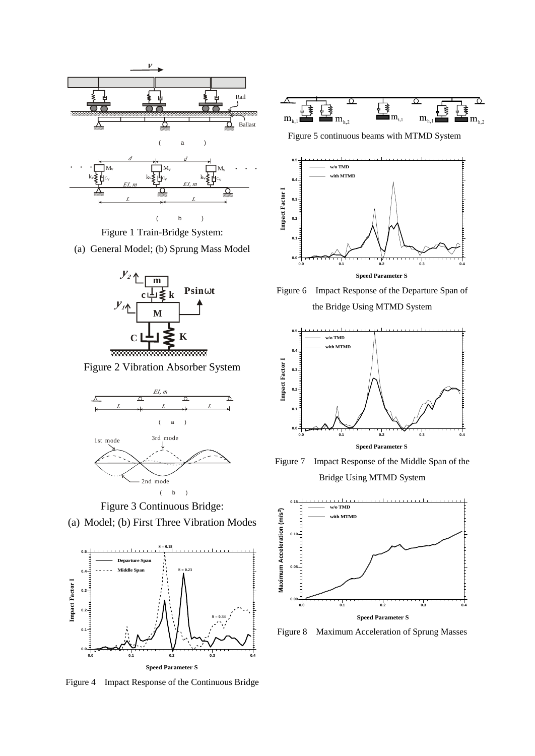v

Rail

Ballast

(a)

d d

$M_v$ $M_v$ $M_v$

$k_v$ $c_v$ $k_v$ $c_v$ $k_v$ $c_v$

EI, m EI, m

L L

(b)

Figure 1 Train-Bridge System:

(a) General Model; (b) Sprung Mass Model

$y_2$ m

c k Psinωt

$y_1$ M

C K

Figure 2 Vibration Absorber System

EI, m

L L L

(a)

1st mode 3rd mode

2nd mode

(b)

Figure 3 Continuous Bridge:

(a) Model; (b) First Three Vibration Modes

S = 0.18

Departure Span

Middle Span

S = 0.23

S = 0.34

Impact Factor I

Speed Parameter S

0.0 0.1 0.2 0.3 0.4

0.0 0.1 0.2 0.3 0.4 0.5

Figure 4 Impact Response of the Continuous Bridge

$m_{h,1}$ $m_{h,2}$ $m_{t,1}$ $m_{h,1}$ $m_{h,2}$

Figure 5 continuous beams with MTMD System

w/o TMD

with MTMD

Impact Factor I

Speed Parameter S

0.0 0.1 0.2 0.3 0.4

0.0 0.1 0.2 0.3 0.4 0.5

Figure 6 Impact Response of the Departure Span of the Bridge Using MTMD System

w/o TMD

with MTMD

Impact Factor I

Speed Parameter S

0.0 0.1 0.2 0.3 0.4

0.0 0.1 0.2 0.3 0.4 0.5

Figure 7 Impact Response of the Middle Span of the Bridge Using MTMD System

w/o TMD

with MTMD

Maximum Acceleration (m/s²)

Speed Parameter S

0.0 0.1 0.2 0.3 0.4

0.00 0.05 0.10 0.15

Figure 8 Maximum Acceleration of Sprung Masses